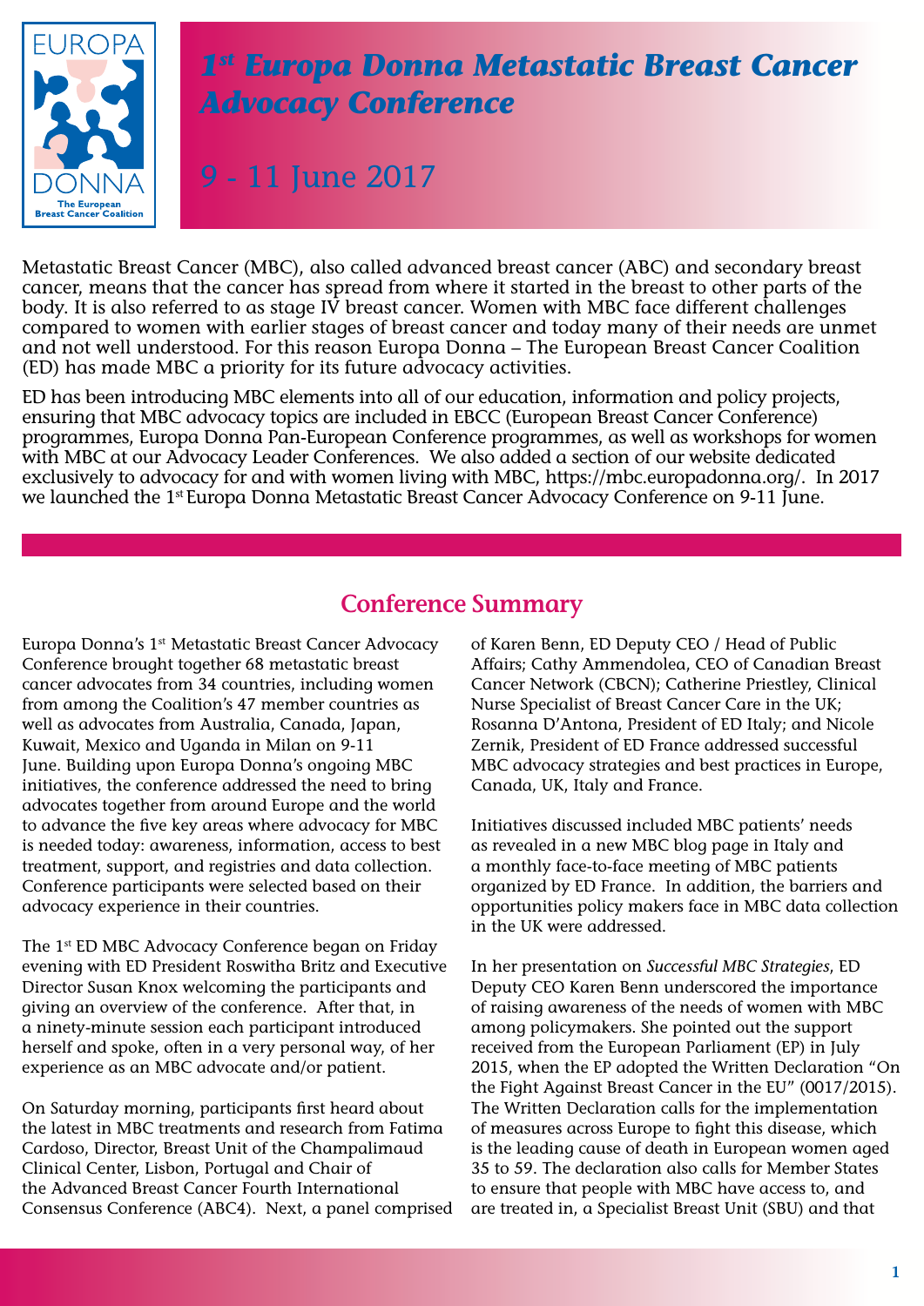# 1st Europa Donna Metastatic Breast Cancer Advocacy Conference

## 9 - 11 June 2017

Metastatic Breast Cancer (MBC), also called advanced breast cancer (ABC) and secondary breast cancer, means that the cancer has spread from where it started in the breast to other parts of the body. It is also referred to as stage IV breast cancer. Women with MBC face different challenges compared to women with earlier stages of breast cancer and today many of their needs are unmet and not well understood. For this reason Europa Donna – The European Breast Cancer Coalition (ED) has made MBC a priority for its future advocacy activities.

ED has been introducing MBC elements into all of our education, information and policy projects, ensuring that MBC advocacy topics are included in EBCC (European Breast Cancer Conference) programmes, Europa Donna Pan-European Conference programmes, as well as workshops for women with MBC at our Advocacy Leader Conferences. We also added a section of our website dedicated exclusively to advocacy for and with women living with MBC, https://mbc.europadonna.org/. In 2017 we launched the 1st Europa Donna Metastatic Breast Cancer Advocacy Conference on 9-11 June.

## Conference Summary

Europa Donna's 1st Metastatic Breast Cancer Advocacy Conference brought together 68 metastatic breast cancer advocates from 34 countries, including women from among the Coalition's 47 member countries as well as advocates from Australia, Canada, Japan, Kuwait, Mexico and Uganda in Milan on 9-11 June. Building upon Europa Donna's ongoing MBC initiatives, the conference addressed the need to bring advocates together from around Europe and the world to advance the five key areas where advocacy for MBC is needed today: awareness, information, access to best treatment, support, and registries and data collection. Conference participants were selected based on their advocacy experience in their countries.

The 1st ED MBC Advocacy Conference began on Friday evening with ED President Roswitha Britz and Executive Director Susan Knox welcoming the participants and giving an overview of the conference. After that, in a ninety-minute session each participant introduced herself and spoke, often in a very personal way, of her experience as an MBC advocate and/or patient.

On Saturday morning, participants first heard about the latest in MBC treatments and research from Fatima Cardoso, Director, Breast Unit of the Champalimaud Clinical Center, Lisbon, Portugal and Chair of the Advanced Breast Cancer Fourth International Consensus Conference (ABC4). Next, a panel comprised of Karen Benn, ED Deputy CEO / Head of Public Affairs; Cathy Ammendolea, CEO of Canadian Breast Cancer Network (CBCN); Catherine Priestley, Clinical Nurse Specialist of Breast Cancer Care in the UK; Rosanna D'Antona, President of ED Italy; and Nicole Zernik, President of ED France addressed successful MBC advocacy strategies and best practices in Europe, Canada, UK, Italy and France.

Initiatives discussed included MBC patients' needs as revealed in a new MBC blog page in Italy and a monthly face-to-face meeting of MBC patients organized by ED France. In addition, the barriers and opportunities policy makers face in MBC data collection in the UK were addressed.

In her presentation on *Successful MBC Strategies*, ED Deputy CEO Karen Benn underscored the importance of raising awareness of the needs of women with MBC among policymakers. She pointed out the support received from the European Parliament (EP) in July 2015, when the EP adopted the Written Declaration "On the Fight Against Breast Cancer in the EU" (0017/2015). The Written Declaration calls for the implementation of measures across Europe to fight this disease, which is the leading cause of death in European women aged 35 to 59. The declaration also calls for Member States to ensure that people with MBC have access to, and are treated in, a Specialist Breast Unit (SBU) and that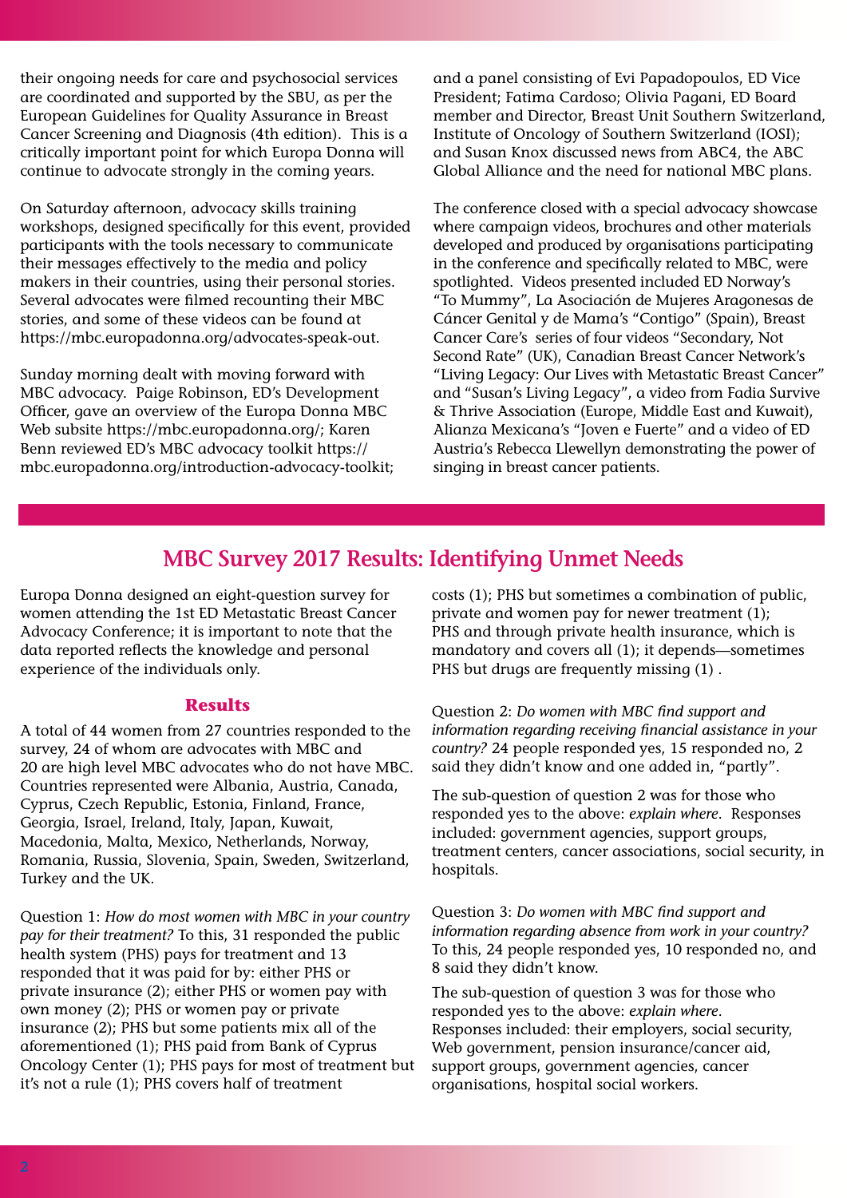their ongoing needs for care and psychosocial services are coordinated and supported by the SBU, as per the European Guidelines for Quality Assurance in Breast Cancer Screening and Diagnosis (4th edition). This is a critically important point for which Europa Donna will continue to advocate strongly in the coming years.

On Saturday afternoon, advocacy skills training workshops, designed specifically for this event, provided participants with the tools necessary to communicate their messages effectively to the media and policy makers in their countries, using their personal stories. Several advocates were filmed recounting their MBC stories, and some of these videos can be found at https://mbc.europadonna.org/advocates-speak-out.

Sunday morning dealt with moving forward with MBC advocacy. Paige Robinson, ED's Development Officer, gave an overview of the Europa Donna MBC Web subsite https://mbc.europadonna.org/; Karen Benn reviewed ED's MBC advocacy toolkit https://mbc.europadonna.org/introduction-advocacy-toolkit; and a panel consisting of Evi Papadopoulos, ED Vice President; Fatima Cardoso; Olivia Pagani, ED Board member and Director, Breast Unit Southern Switzerland, Institute of Oncology of Southern Switzerland (IOSI); and Susan Knox discussed news from ABC4, the ABC Global Alliance and the need for national MBC plans.

The conference closed with a special advocacy showcase where campaign videos, brochures and other materials developed and produced by organisations participating in the conference and specifically related to MBC, were spotlighted. Videos presented included ED Norway's "To Mummy", La Asociación de Mujeres Aragonesas de Cáncer Genital y de Mama's "Contigo" (Spain), Breast Cancer Care's series of four videos "Secondary, Not Second Rate" (UK), Canadian Breast Cancer Network's "Living Legacy: Our Lives with Metastatic Breast Cancer" and "Susan's Living Legacy", a video from Fadia Survive & Thrive Association (Europe, Middle East and Kuwait), Alianza Mexicana's "Joven e Fuerte" and a video of ED Austria's Rebecca Llewellyn demonstrating the power of singing in breast cancer patients.

## MBC Survey 2017 Results: Identifying Unmet Needs

Europa Donna designed an eight-question survey for women attending the 1st ED Metastatic Breast Cancer Advocacy Conference; it is important to note that the data reported reflects the knowledge and personal experience of the individuals only.

### Results

A total of 44 women from 27 countries responded to the survey, 24 of whom are advocates with MBC and 20 are high level MBC advocates who do not have MBC. Countries represented were Albania, Austria, Canada, Cyprus, Czech Republic, Estonia, Finland, France, Georgia, Israel, Ireland, Italy, Japan, Kuwait, Macedonia, Malta, Mexico, Netherlands, Norway, Romania, Russia, Slovenia, Spain, Sweden, Switzerland, Turkey and the UK.

Question 1: *How do most women with MBC in your country pay for their treatment?* To this, 31 responded the public health system (PHS) pays for treatment and 13 responded that it was paid for by: either PHS or private insurance (2); either PHS or women pay with own money (2); PHS or women pay or private insurance (2); PHS but some patients mix all of the aforementioned (1); PHS paid from Bank of Cyprus Oncology Center (1); PHS pays for most of treatment but it's not a rule (1); PHS covers half of treatment costs (1); PHS but sometimes a combination of public, private and women pay for newer treatment (1); PHS and through private health insurance, which is mandatory and covers all (1); it depends—sometimes PHS but drugs are frequently missing (1) .

Question 2: *Do women with MBC find support and information regarding receiving financial assistance in your country?* 24 people responded yes, 15 responded no, 2 said they didn't know and one added in, "partly".

The sub-question of question 2 was for those who responded yes to the above: *explain where*. Responses included: government agencies, support groups, treatment centers, cancer associations, social security, in hospitals.

Question 3: *Do women with MBC find support and information regarding absence from work in your country?* To this, 24 people responded yes, 10 responded no, and 8 said they didn't know.

The sub-question of question 3 was for those who responded yes to the above: *explain where*. Responses included: their employers, social security, Web government, pension insurance/cancer aid, support groups, government agencies, cancer organisations, hospital social workers.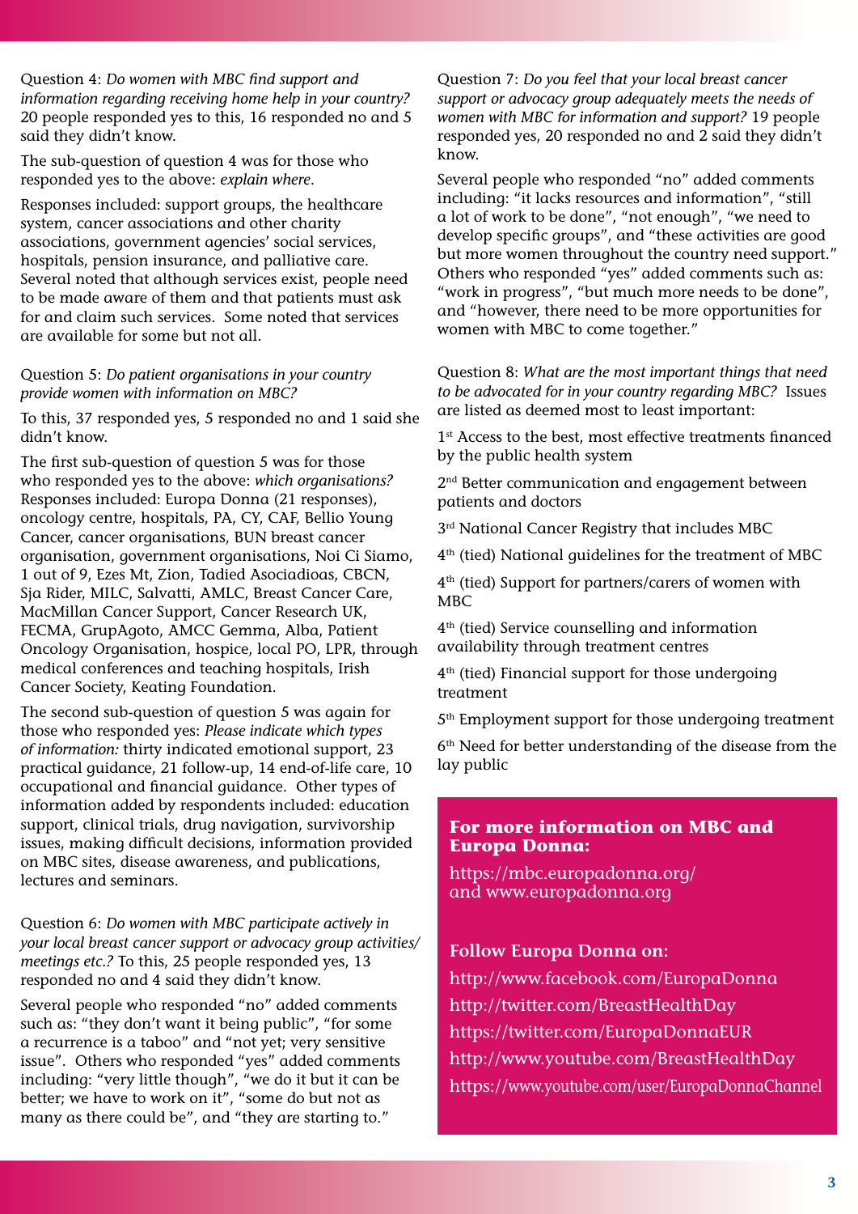Question 4: *Do women with MBC find support and information regarding receiving home help in your country?* 20 people responded yes to this, 16 responded no and 5 said they didn't know.

The sub-question of question 4 was for those who responded yes to the above: *explain where*.

Responses included: support groups, the healthcare system, cancer associations and other charity associations, government agencies' social services, hospitals, pension insurance, and palliative care. Several noted that although services exist, people need to be made aware of them and that patients must ask for and claim such services. Some noted that services are available for some but not all.

Question 5: *Do patient organisations in your country provide women with information on MBC?*

To this, 37 responded yes, 5 responded no and 1 said she didn't know.

The first sub-question of question 5 was for those who responded yes to the above: *which organisations?* Responses included: Europa Donna (21 responses), oncology centre, hospitals, PA, CY, CAF, Bellio Young Cancer, cancer organisations, BUN breast cancer organisation, government organisations, Noi Ci Siamo, 1 out of 9, Ezes Mt, Zion, Tadied Asociadioas, CBCN, Sja Rider, MILC, Salvatti, AMLC, Breast Cancer Care, MacMillan Cancer Support, Cancer Research UK, FECMA, GrupAgoto, AMCC Gemma, Alba, Patient Oncology Organisation, hospice, local PO, LPR, through medical conferences and teaching hospitals, Irish Cancer Society, Keating Foundation.

The second sub-question of question 5 was again for those who responded yes: *Please indicate which types of information:* thirty indicated emotional support, 23 practical guidance, 21 follow-up, 14 end-of-life care, 10 occupational and financial guidance. Other types of information added by respondents included: education support, clinical trials, drug navigation, survivorship issues, making difficult decisions, information provided on MBC sites, disease awareness, and publications, lectures and seminars.

Question 6: *Do women with MBC participate actively in your local breast cancer support or advocacy group activities/ meetings etc.?* To this, 25 people responded yes, 13 responded no and 4 said they didn't know.

Several people who responded "no" added comments such as: "they don't want it being public", "for some a recurrence is a taboo" and "not yet; very sensitive issue". Others who responded "yes" added comments including: "very little though", "we do it but it can be better; we have to work on it", "some do but not as many as there could be", and "they are starting to."

Question 7: *Do you feel that your local breast cancer support or advocacy group adequately meets the needs of women with MBC for information and support?* 19 people responded yes, 20 responded no and 2 said they didn't know.

Several people who responded "no" added comments including: "it lacks resources and information", "still a lot of work to be done", "not enough", "we need to develop specific groups", and "these activities are good but more women throughout the country need support." Others who responded "yes" added comments such as: "work in progress", "but much more needs to be done", and "however, there need to be more opportunities for women with MBC to come together."

Question 8: *What are the most important things that need to be advocated for in your country regarding MBC?* Issues are listed as deemed most to least important:

1st Access to the best, most effective treatments financed by the public health system

2nd Better communication and engagement between patients and doctors

3rd National Cancer Registry that includes MBC

4th (tied) National guidelines for the treatment of MBC

4th (tied) Support for partners/carers of women with MBC

4th (tied) Service counselling and information availability through treatment centres

4th (tied) Financial support for those undergoing treatment

5th Employment support for those undergoing treatment

6th Need for better understanding of the disease from the lay public

**For more information on MBC and Europa Donna:**

https://mbc.europadonna.org/ and www.europadonna.org

**Follow Europa Donna on:**

http://www.facebook.com/EuropaDonna
http://twitter.com/BreastHealthDay
https://twitter.com/EuropaDonnaEUR
http://www.youtube.com/BreastHealthDay
https://www.youtube.com/user/EuropaDonnaChannel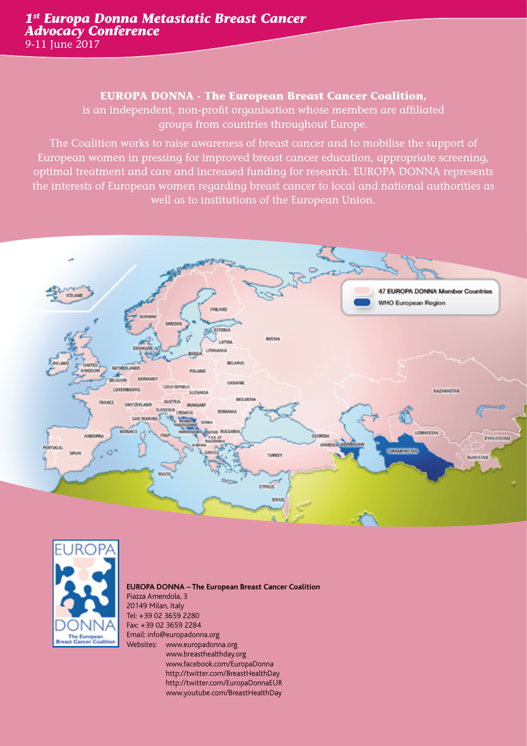**EUROPA DONNA - The European Breast Cancer Coalition,** is an independent, non-profit organisation whose members are affiliated groups from countries throughout Europe.

The Coalition works to raise awareness of breast cancer and to mobilise the support of European women in pressing for improved breast cancer education, appropriate screening, optimal treatment and care and increased funding for research. EUROPA DONNA represents the interests of European women regarding breast cancer to local and national authorities as well as to institutions of the European Union.

47 EUROPA DONNA Member Countries

WHO European Region

ICELAND
NORWAY
SWEDEN
FINLAND
ESTONIA
LATVIA
LITHUANIA
RUSSIA
DENMARK
IRELAND
UNITED KINGDOM
NETHERLANDS
BELGIUM
GERMANY
POLAND
BELARUS
UKRAINE
LUXEMBOURG
CZECH REPUBLIC
SLOVAKIA
FRANCE
SWITZERLAND
AUSTRIA
HUNGARY
MOLDOVA
SLOVENIA
CROATIA
ROMANIA
SAN MARINO
BOSNIA HERZEGOVINA
SERBIA
MONACO
MONTENEGRO
KOSOVO
BULGARIA
ANDORRA
ITALY
FYR OF MACEDONIA
ALBANIA
PORTUGAL
SPAIN
GREECE
TURKEY
GEORGIA
ARMENIA
AZERBAIJAN
KAZAKHSTAN
UZBEKISTAN
TURKMENISTAN
KYRGYZSTAN
TAJIKISTAN
MALTA
CYPRUS
ISRAEL

EUROPA DONNA The European Breast Cancer Coalition

**EUROPA DONNA – The European Breast Cancer Coalition**
Piazza Amendola, 3
20149 Milan, Italy
Tel: +39 02 3659 2280
Fax: +39 02 3659 2284
Email: info@europadonna.org
Websites: www.europadonna.org
www.breasthealthday.org
www.facebook.com/EuropaDonna
http://twitter.com/BreastHealthDay
http://twitter.com/EuropaDonnaEUR
www.youtube.com/BreastHealthDay